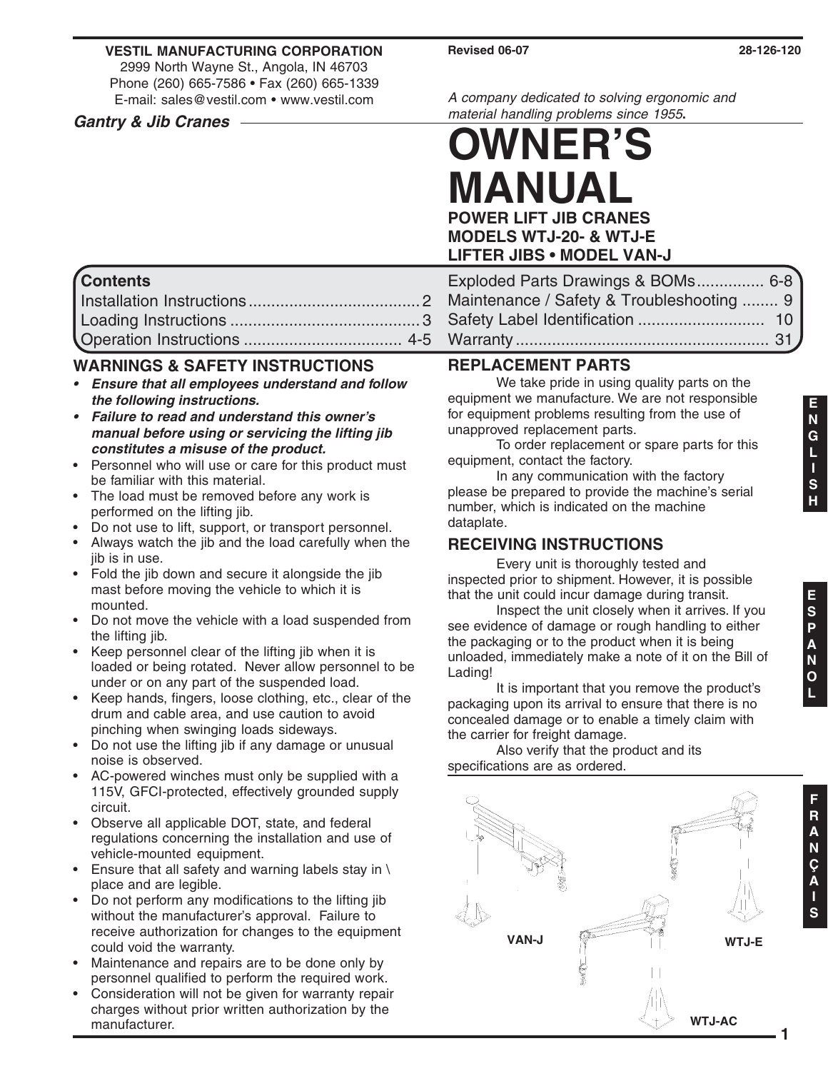**VESTIL MANUFACTURING CORPORATION**
2999 North Wayne St., Angola, IN 46703
Phone (260) 665-7586 • Fax (260) 665-1339
E-mail: sales@vestil.com • www.vestil.com

**Revised 06-07** **28-126-120**

*A company dedicated to solving ergonomic and material handling problems since 1955.*

***Gantry & Jib Cranes***

# OWNER'S MANUAL

## POWER LIFT JIB CRANES MODELS WTJ-20- & WTJ-E LIFTER JIBS • MODEL VAN-J

**Contents**

Installation Instructions ...................................... 2
Loading Instructions .......................................... 3
Operation Instructions ................................... 4-5
Exploded Parts Drawings & BOMs............... 6-8
Maintenance / Safety & Troubleshooting ........ 9
Safety Label Identification ............................ 10
Warranty ....................................................... 31

## WARNINGS & SAFETY INSTRUCTIONS

- ***Ensure that all employees understand and follow the following instructions.***
- ***Failure to read and understand this owner's manual before using or servicing the lifting jib constitutes a misuse of the product.***
- Personnel who will use or care for this product must be familiar with this material.
- The load must be removed before any work is performed on the lifting jib.
- Do not use to lift, support, or transport personnel.
- Always watch the jib and the load carefully when the jib is in use.
- Fold the jib down and secure it alongside the jib mast before moving the vehicle to which it is mounted.
- Do not move the vehicle with a load suspended from the lifting jib.
- Keep personnel clear of the lifting jib when it is loaded or being rotated. Never allow personnel to be under or on any part of the suspended load.
- Keep hands, fingers, loose clothing, etc., clear of the drum and cable area, and use caution to avoid pinching when swinging loads sideways.
- Do not use the lifting jib if any damage or unusual noise is observed.
- AC-powered winches must only be supplied with a 115V, GFCI-protected, effectively grounded supply circuit.
- Observe all applicable DOT, state, and federal regulations concerning the installation and use of vehicle-mounted equipment.
- Ensure that all safety and warning labels stay in \ place and are legible.
- Do not perform any modifications to the lifting jib without the manufacturer's approval. Failure to receive authorization for changes to the equipment could void the warranty.
- Maintenance and repairs are to be done only by personnel qualified to perform the required work.
- Consideration will not be given for warranty repair charges without prior written authorization by the manufacturer.

## REPLACEMENT PARTS

We take pride in using quality parts on the equipment we manufacture. We are not responsible for equipment problems resulting from the use of unapproved replacement parts.

To order replacement or spare parts for this equipment, contact the factory.

In any communication with the factory please be prepared to provide the machine's serial number, which is indicated on the machine dataplate.

## RECEIVING INSTRUCTIONS

Every unit is thoroughly tested and inspected prior to shipment. However, it is possible that the unit could incur damage during transit.

Inspect the unit closely when it arrives. If you see evidence of damage or rough handling to either the packaging or to the product when it is being unloaded, immediately make a note of it on the Bill of Lading!

It is important that you remove the product's packaging upon its arrival to ensure that there is no concealed damage or to enable a timely claim with the carrier for freight damage.

Also verify that the product and its specifications are as ordered.

VAN-J WTJ-E WTJ-AC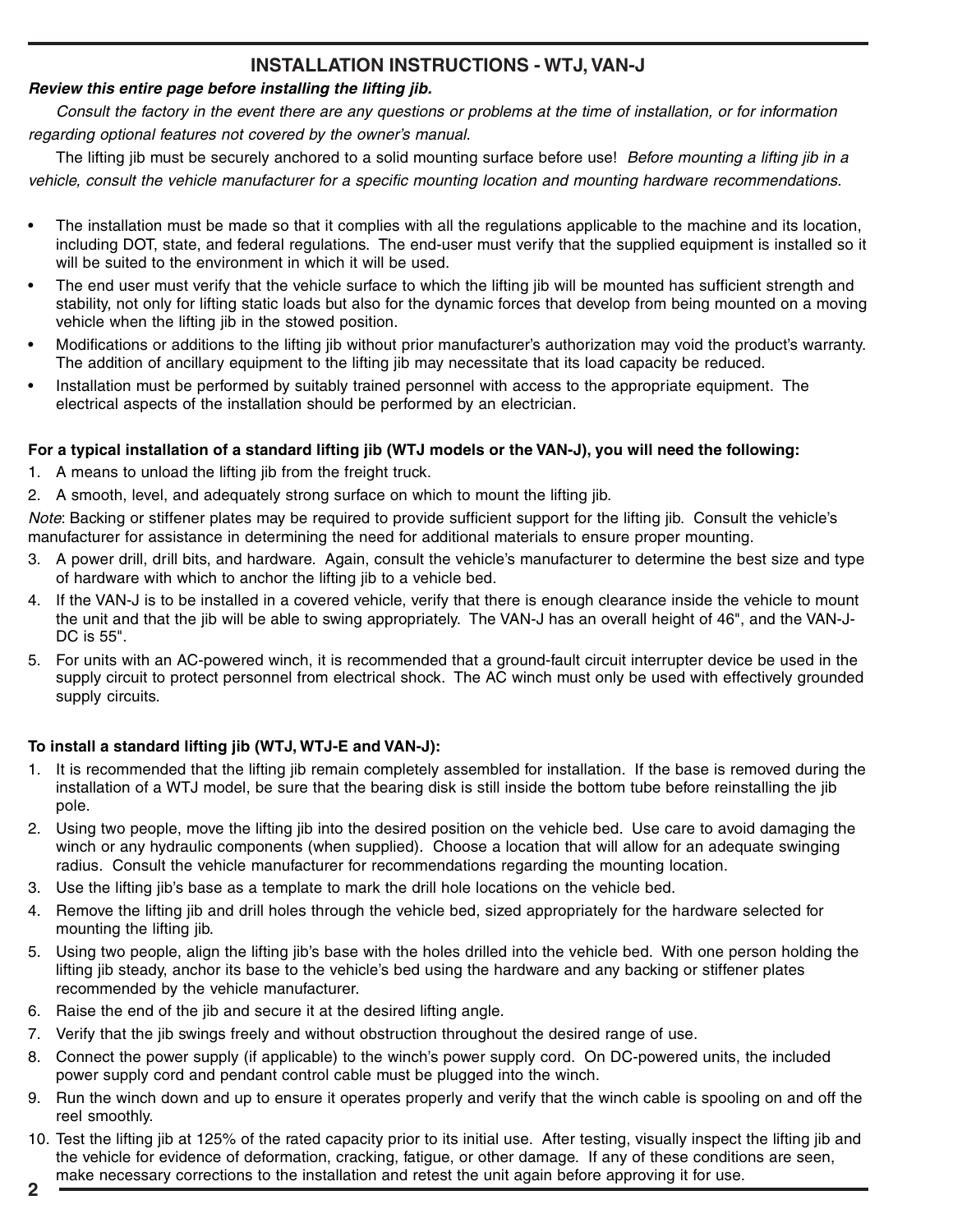## INSTALLATION INSTRUCTIONS - WTJ, VAN-J

***Review this entire page before installing the lifting jib.***

*Consult the factory in the event there are any questions or problems at the time of installation, or for information regarding optional features not covered by the owner's manual.*

The lifting jib must be securely anchored to a solid mounting surface before use! *Before mounting a lifting jib in a vehicle, consult the vehicle manufacturer for a specific mounting location and mounting hardware recommendations.*

- The installation must be made so that it complies with all the regulations applicable to the machine and its location, including DOT, state, and federal regulations. The end-user must verify that the supplied equipment is installed so it will be suited to the environment in which it will be used.
- The end user must verify that the vehicle surface to which the lifting jib will be mounted has sufficient strength and stability, not only for lifting static loads but also for the dynamic forces that develop from being mounted on a moving vehicle when the lifting jib in the stowed position.
- Modifications or additions to the lifting jib without prior manufacturer's authorization may void the product's warranty. The addition of ancillary equipment to the lifting jib may necessitate that its load capacity be reduced.
- Installation must be performed by suitably trained personnel with access to the appropriate equipment. The electrical aspects of the installation should be performed by an electrician.

**For a typical installation of a standard lifting jib (WTJ models or the VAN-J), you will need the following:**

1. A means to unload the lifting jib from the freight truck.
2. A smooth, level, and adequately strong surface on which to mount the lifting jib.

*Note*: Backing or stiffener plates may be required to provide sufficient support for the lifting jib. Consult the vehicle's manufacturer for assistance in determining the need for additional materials to ensure proper mounting.

3. A power drill, drill bits, and hardware. Again, consult the vehicle's manufacturer to determine the best size and type of hardware with which to anchor the lifting jib to a vehicle bed.
4. If the VAN-J is to be installed in a covered vehicle, verify that there is enough clearance inside the vehicle to mount the unit and that the jib will be able to swing appropriately. The VAN-J has an overall height of 46", and the VAN-J-DC is 55".
5. For units with an AC-powered winch, it is recommended that a ground-fault circuit interrupter device be used in the supply circuit to protect personnel from electrical shock. The AC winch must only be used with effectively grounded supply circuits.

**To install a standard lifting jib (WTJ, WTJ-E and VAN-J):**

1. It is recommended that the lifting jib remain completely assembled for installation. If the base is removed during the installation of a WTJ model, be sure that the bearing disk is still inside the bottom tube before reinstalling the jib pole.
2. Using two people, move the lifting jib into the desired position on the vehicle bed. Use care to avoid damaging the winch or any hydraulic components (when supplied). Choose a location that will allow for an adequate swinging radius. Consult the vehicle manufacturer for recommendations regarding the mounting location.
3. Use the lifting jib's base as a template to mark the drill hole locations on the vehicle bed.
4. Remove the lifting jib and drill holes through the vehicle bed, sized appropriately for the hardware selected for mounting the lifting jib.
5. Using two people, align the lifting jib's base with the holes drilled into the vehicle bed. With one person holding the lifting jib steady, anchor its base to the vehicle's bed using the hardware and any backing or stiffener plates recommended by the vehicle manufacturer.
6. Raise the end of the jib and secure it at the desired lifting angle.
7. Verify that the jib swings freely and without obstruction throughout the desired range of use.
8. Connect the power supply (if applicable) to the winch's power supply cord. On DC-powered units, the included power supply cord and pendant control cable must be plugged into the winch.
9. Run the winch down and up to ensure it operates properly and verify that the winch cable is spooling on and off the reel smoothly.
10. Test the lifting jib at 125% of the rated capacity prior to its initial use. After testing, visually inspect the lifting jib and the vehicle for evidence of deformation, cracking, fatigue, or other damage. If any of these conditions are seen, make necessary corrections to the installation and retest the unit again before approving it for use.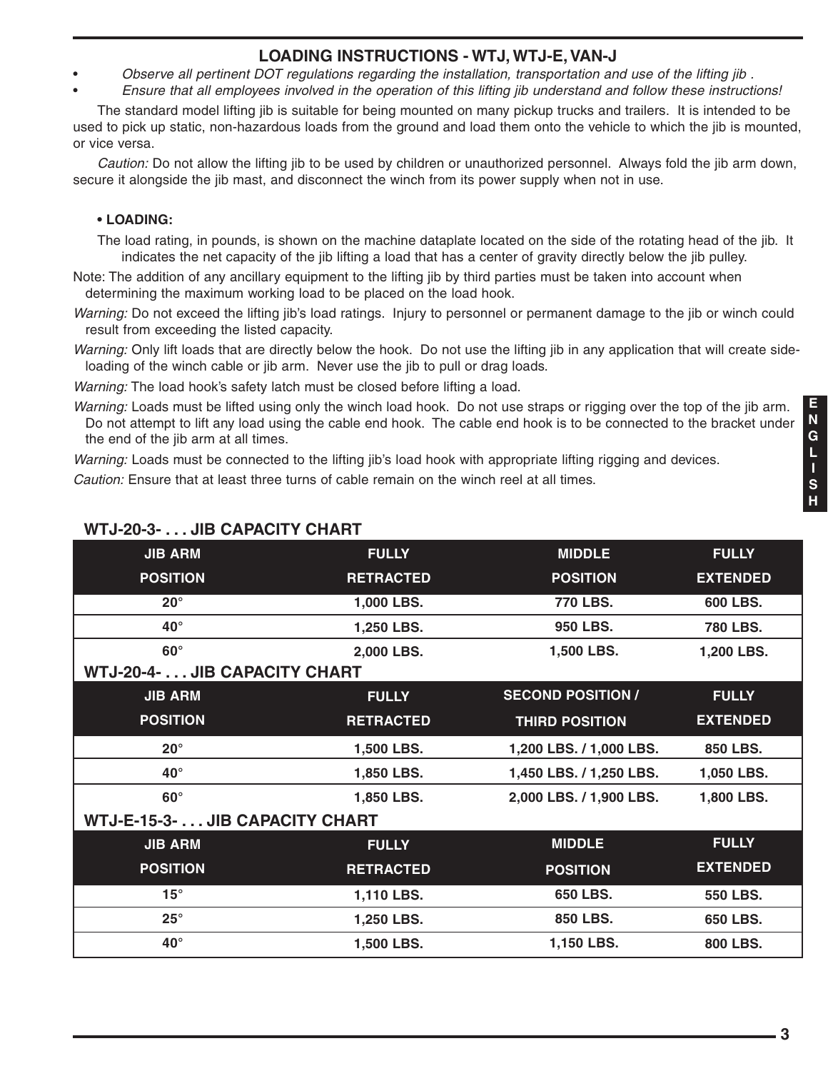## LOADING INSTRUCTIONS - WTJ, WTJ-E, VAN-J

- *Observe all pertinent DOT regulations regarding the installation, transportation and use of the lifting jib .*
- *Ensure that all employees involved in the operation of this lifting jib understand and follow these instructions!*

The standard model lifting jib is suitable for being mounted on many pickup trucks and trailers. It is intended to be used to pick up static, non-hazardous loads from the ground and load them onto the vehicle to which the jib is mounted, or vice versa.

*Caution:* Do not allow the lifting jib to be used by children or unauthorized personnel. Always fold the jib arm down, secure it alongside the jib mast, and disconnect the winch from its power supply when not in use.

**• LOADING:**

The load rating, in pounds, is shown on the machine dataplate located on the side of the rotating head of the jib. It indicates the net capacity of the jib lifting a load that has a center of gravity directly below the jib pulley.

Note: The addition of any ancillary equipment to the lifting jib by third parties must be taken into account when determining the maximum working load to be placed on the load hook.

*Warning:* Do not exceed the lifting jib's load ratings. Injury to personnel or permanent damage to the jib or winch could result from exceeding the listed capacity.

*Warning:* Only lift loads that are directly below the hook. Do not use the lifting jib in any application that will create side-loading of the winch cable or jib arm. Never use the jib to pull or drag loads.

*Warning:* The load hook's safety latch must be closed before lifting a load.

*Warning:* Loads must be lifted using only the winch load hook. Do not use straps or rigging over the top of the jib arm. Do not attempt to lift any load using the cable end hook. The cable end hook is to be connected to the bracket under the end of the jib arm at all times.

*Warning:* Loads must be connected to the lifting jib's load hook with appropriate lifting rigging and devices.

*Caution:* Ensure that at least three turns of cable remain on the winch reel at all times.

### WTJ-20-3- . . . JIB CAPACITY CHART

| JIB ARM POSITION | FULLY RETRACTED | MIDDLE POSITION | FULLY EXTENDED |
|---|---|---|---|
| 20° | 1,000 LBS. | 770 LBS. | 600 LBS. |
| 40° | 1,250 LBS. | 950 LBS. | 780 LBS. |
| 60° | 2,000 LBS. | 1,500 LBS. | 1,200 LBS. |

### WTJ-20-4- . . . JIB CAPACITY CHART

| JIB ARM POSITION | FULLY RETRACTED | SECOND POSITION / THIRD POSITION | FULLY EXTENDED |
|---|---|---|---|
| 20° | 1,500 LBS. | 1,200 LBS. / 1,000 LBS. | 850 LBS. |
| 40° | 1,850 LBS. | 1,450 LBS. / 1,250 LBS. | 1,050 LBS. |
| 60° | 1,850 LBS. | 2,000 LBS. / 1,900 LBS. | 1,800 LBS. |

### WTJ-E-15-3- . . . JIB CAPACITY CHART

| JIB ARM POSITION | FULLY RETRACTED | MIDDLE POSITION | FULLY EXTENDED |
|---|---|---|---|
| 15° | 1,110 LBS. | 650 LBS. | 550 LBS. |
| 25° | 1,250 LBS. | 850 LBS. | 650 LBS. |
| 40° | 1,500 LBS. | 1,150 LBS. | 800 LBS. |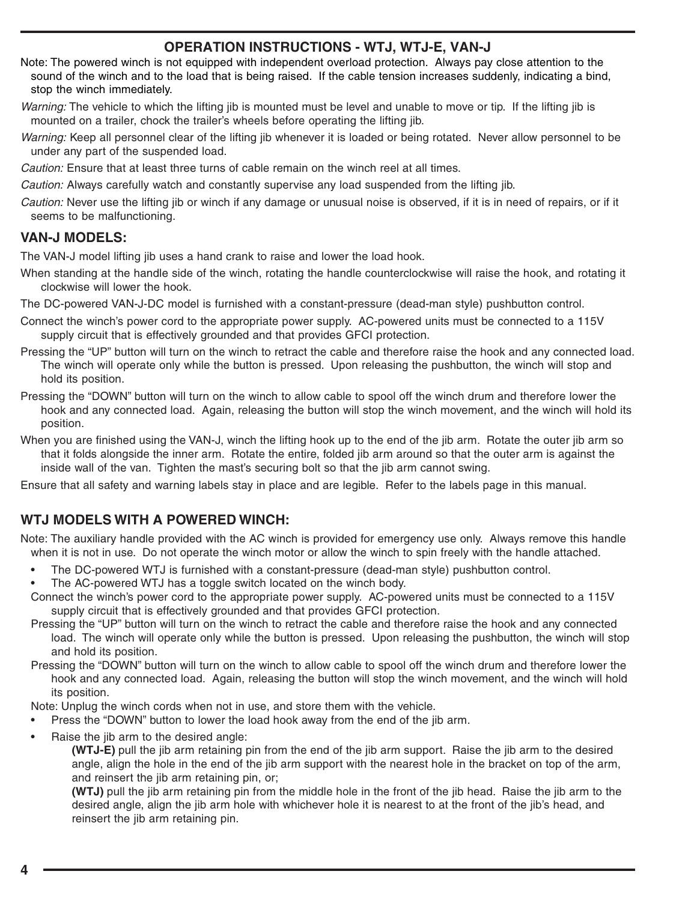## OPERATION INSTRUCTIONS - WTJ, WTJ-E, VAN-J

Note: The powered winch is not equipped with independent overload protection. Always pay close attention to the sound of the winch and to the load that is being raised. If the cable tension increases suddenly, indicating a bind, stop the winch immediately.

*Warning:* The vehicle to which the lifting jib is mounted must be level and unable to move or tip. If the lifting jib is mounted on a trailer, chock the trailer's wheels before operating the lifting jib.

*Warning:* Keep all personnel clear of the lifting jib whenever it is loaded or being rotated. Never allow personnel to be under any part of the suspended load.

*Caution:* Ensure that at least three turns of cable remain on the winch reel at all times.

*Caution:* Always carefully watch and constantly supervise any load suspended from the lifting jib.

*Caution:* Never use the lifting jib or winch if any damage or unusual noise is observed, if it is in need of repairs, or if it seems to be malfunctioning.

### VAN-J MODELS:

The VAN-J model lifting jib uses a hand crank to raise and lower the load hook.

When standing at the handle side of the winch, rotating the handle counterclockwise will raise the hook, and rotating it clockwise will lower the hook.

The DC-powered VAN-J-DC model is furnished with a constant-pressure (dead-man style) pushbutton control.

Connect the winch's power cord to the appropriate power supply. AC-powered units must be connected to a 115V supply circuit that is effectively grounded and that provides GFCI protection.

Pressing the "UP" button will turn on the winch to retract the cable and therefore raise the hook and any connected load. The winch will operate only while the button is pressed. Upon releasing the pushbutton, the winch will stop and hold its position.

Pressing the "DOWN" button will turn on the winch to allow cable to spool off the winch drum and therefore lower the hook and any connected load. Again, releasing the button will stop the winch movement, and the winch will hold its position.

When you are finished using the VAN-J, winch the lifting hook up to the end of the jib arm. Rotate the outer jib arm so that it folds alongside the inner arm. Rotate the entire, folded jib arm around so that the outer arm is against the inside wall of the van. Tighten the mast's securing bolt so that the jib arm cannot swing.

Ensure that all safety and warning labels stay in place and are legible. Refer to the labels page in this manual.

### WTJ MODELS WITH A POWERED WINCH:

Note: The auxiliary handle provided with the AC winch is provided for emergency use only. Always remove this handle when it is not in use. Do not operate the winch motor or allow the winch to spin freely with the handle attached.

- The DC-powered WTJ is furnished with a constant-pressure (dead-man style) pushbutton control.
- The AC-powered WTJ has a toggle switch located on the winch body.

Connect the winch's power cord to the appropriate power supply. AC-powered units must be connected to a 115V supply circuit that is effectively grounded and that provides GFCI protection.

Pressing the "UP" button will turn on the winch to retract the cable and therefore raise the hook and any connected load. The winch will operate only while the button is pressed. Upon releasing the pushbutton, the winch will stop and hold its position.

Pressing the "DOWN" button will turn on the winch to allow cable to spool off the winch drum and therefore lower the hook and any connected load. Again, releasing the button will stop the winch movement, and the winch will hold its position.

Note: Unplug the winch cords when not in use, and store them with the vehicle.

- Press the "DOWN" button to lower the load hook away from the end of the jib arm.
- Raise the jib arm to the desired angle:

  **(WTJ-E)** pull the jib arm retaining pin from the end of the jib arm support. Raise the jib arm to the desired angle, align the hole in the end of the jib arm support with the nearest hole in the bracket on top of the arm, and reinsert the jib arm retaining pin, or;

  **(WTJ)** pull the jib arm retaining pin from the middle hole in the front of the jib head. Raise the jib arm to the desired angle, align the jib arm hole with whichever hole it is nearest to at the front of the jib's head, and reinsert the jib arm retaining pin.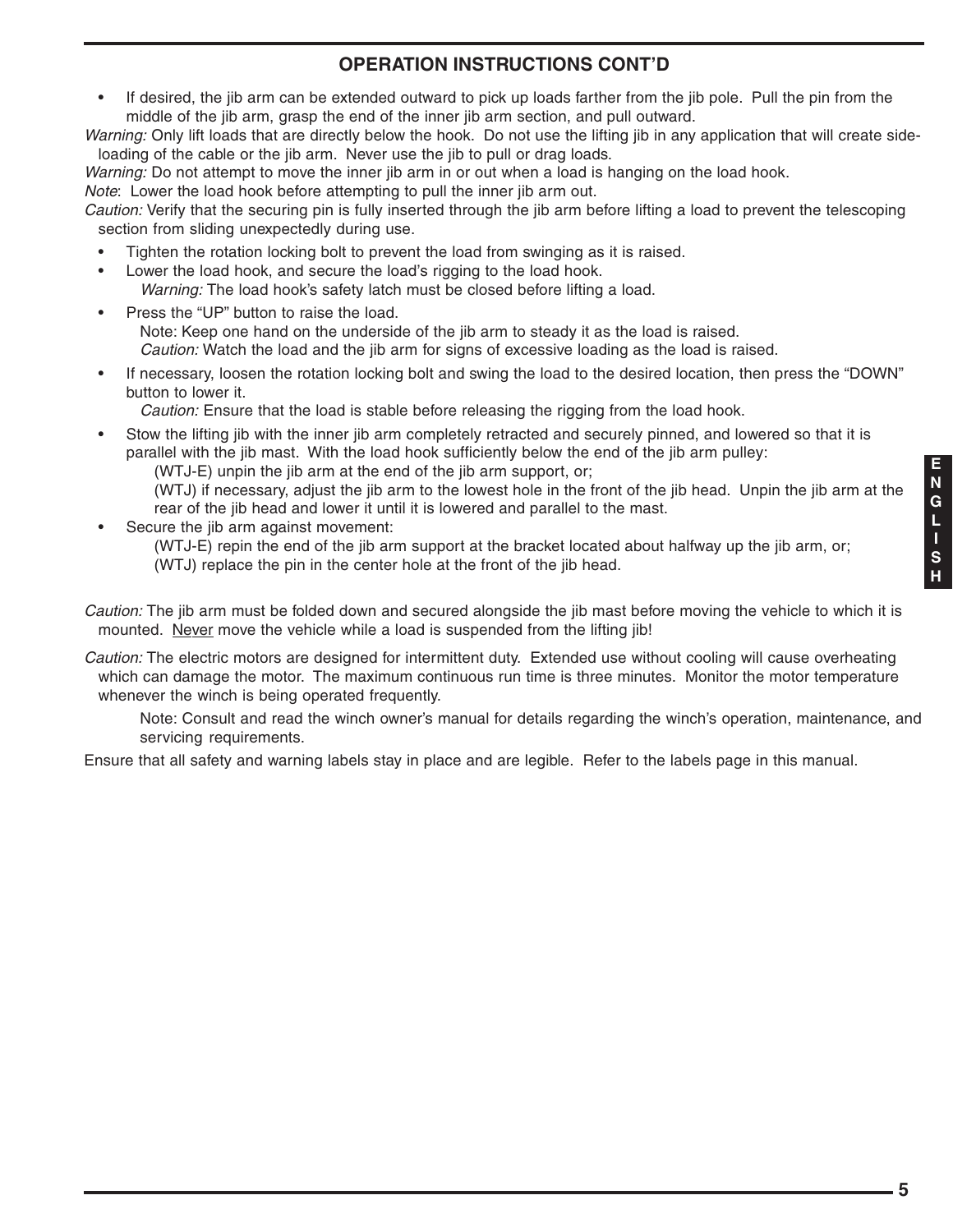## OPERATION INSTRUCTIONS CONT'D

- If desired, the jib arm can be extended outward to pick up loads farther from the jib pole. Pull the pin from the middle of the jib arm, grasp the end of the inner jib arm section, and pull outward.

*Warning:* Only lift loads that are directly below the hook. Do not use the lifting jib in any application that will create side-loading of the cable or the jib arm. Never use the jib to pull or drag loads.

*Warning:* Do not attempt to move the inner jib arm in or out when a load is hanging on the load hook.

*Note*: Lower the load hook before attempting to pull the inner jib arm out.

*Caution:* Verify that the securing pin is fully inserted through the jib arm before lifting a load to prevent the telescoping section from sliding unexpectedly during use.

- Tighten the rotation locking bolt to prevent the load from swinging as it is raised.
- Lower the load hook, and secure the load's rigging to the load hook.
  *Warning:* The load hook's safety latch must be closed before lifting a load.
- Press the "UP" button to raise the load.
  Note: Keep one hand on the underside of the jib arm to steady it as the load is raised.
  *Caution:* Watch the load and the jib arm for signs of excessive loading as the load is raised.
- If necessary, loosen the rotation locking bolt and swing the load to the desired location, then press the "DOWN" button to lower it.
  *Caution:* Ensure that the load is stable before releasing the rigging from the load hook.
- Stow the lifting jib with the inner jib arm completely retracted and securely pinned, and lowered so that it is parallel with the jib mast. With the load hook sufficiently below the end of the jib arm pulley:
  (WTJ-E) unpin the jib arm at the end of the jib arm support, or;
  (WTJ) if necessary, adjust the jib arm to the lowest hole in the front of the jib head. Unpin the jib arm at the rear of the jib head and lower it until it is lowered and parallel to the mast.
- Secure the jib arm against movement:
  (WTJ-E) repin the end of the jib arm support at the bracket located about halfway up the jib arm, or;
  (WTJ) replace the pin in the center hole at the front of the jib head.

*Caution:* The jib arm must be folded down and secured alongside the jib mast before moving the vehicle to which it is mounted. <u>Never</u> move the vehicle while a load is suspended from the lifting jib!

*Caution:* The electric motors are designed for intermittent duty. Extended use without cooling will cause overheating which can damage the motor. The maximum continuous run time is three minutes. Monitor the motor temperature whenever the winch is being operated frequently.

Note: Consult and read the winch owner's manual for details regarding the winch's operation, maintenance, and servicing requirements.

Ensure that all safety and warning labels stay in place and are legible. Refer to the labels page in this manual.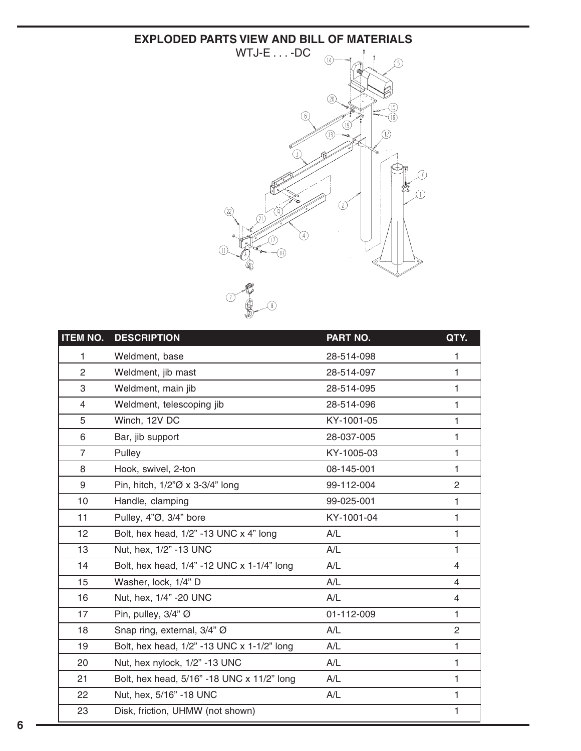## EXPLODED PARTS VIEW AND BILL OF MATERIALS

WTJ-E . . . -DC

| ITEM NO. | DESCRIPTION | PART NO. | QTY. |
|---|---|---|---|
| 1 | Weldment, base | 28-514-098 | 1 |
| 2 | Weldment, jib mast | 28-514-097 | 1 |
| 3 | Weldment, main jib | 28-514-095 | 1 |
| 4 | Weldment, telescoping jib | 28-514-096 | 1 |
| 5 | Winch, 12V DC | KY-1001-05 | 1 |
| 6 | Bar, jib support | 28-037-005 | 1 |
| 7 | Pulley | KY-1005-03 | 1 |
| 8 | Hook, swivel, 2-ton | 08-145-001 | 1 |
| 9 | Pin, hitch, 1/2"Ø x 3-3/4" long | 99-112-004 | 2 |
| 10 | Handle, clamping | 99-025-001 | 1 |
| 11 | Pulley, 4"Ø, 3/4" bore | KY-1001-04 | 1 |
| 12 | Bolt, hex head, 1/2" -13 UNC x 4" long | A/L | 1 |
| 13 | Nut, hex, 1/2" -13 UNC | A/L | 1 |
| 14 | Bolt, hex head, 1/4" -12 UNC x 1-1/4" long | A/L | 4 |
| 15 | Washer, lock, 1/4" D | A/L | 4 |
| 16 | Nut, hex, 1/4" -20 UNC | A/L | 4 |
| 17 | Pin, pulley, 3/4" Ø | 01-112-009 | 1 |
| 18 | Snap ring, external, 3/4" Ø | A/L | 2 |
| 19 | Bolt, hex head, 1/2" -13 UNC x 1-1/2" long | A/L | 1 |
| 20 | Nut, hex nylock, 1/2" -13 UNC | A/L | 1 |
| 21 | Bolt, hex head, 5/16" -18 UNC x 11/2" long | A/L | 1 |
| 22 | Nut, hex, 5/16" -18 UNC | A/L | 1 |
| 23 | Disk, friction, UHMW (not shown) | | 1 |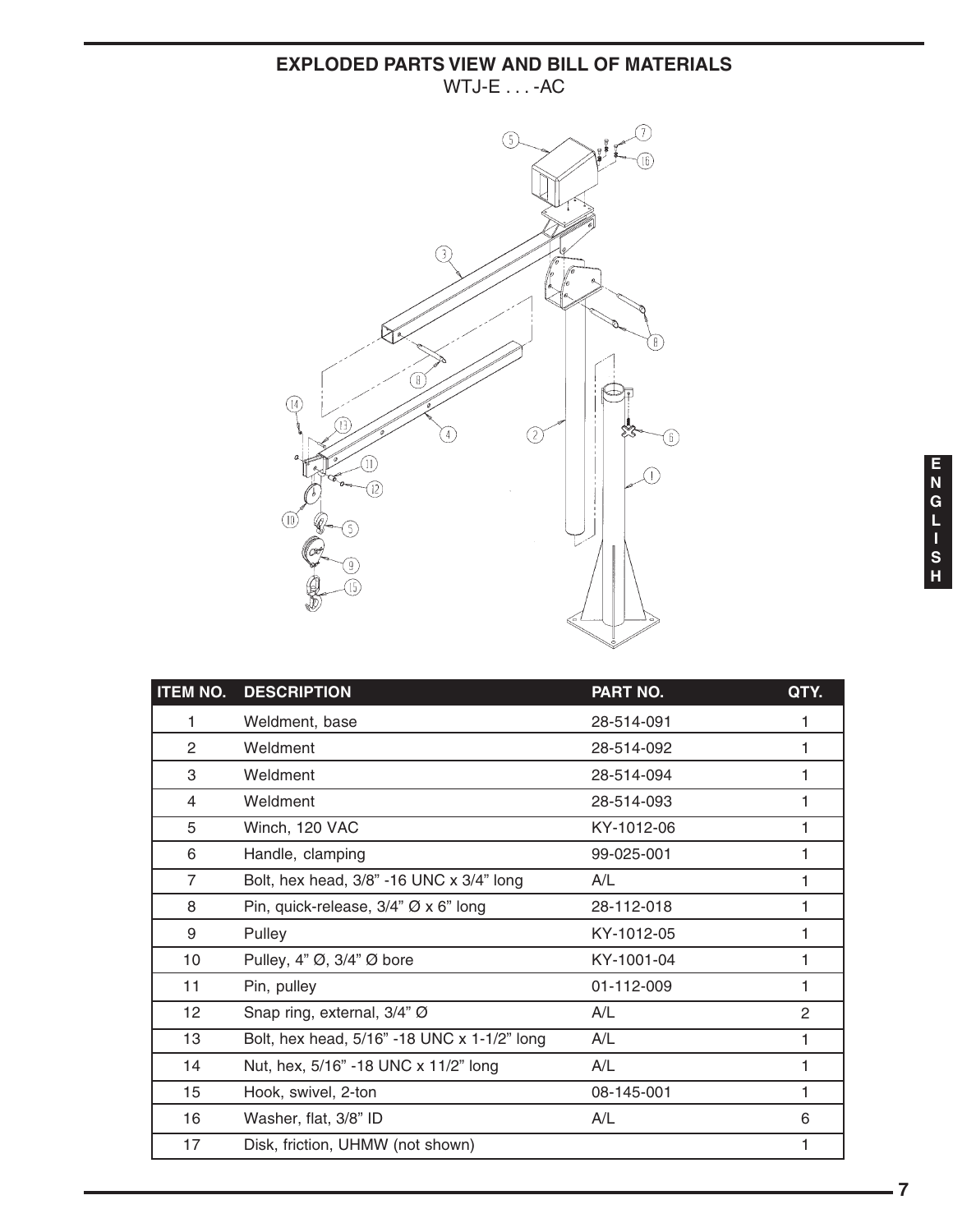## EXPLODED PARTS VIEW AND BILL OF MATERIALS

WTJ-E . . . -AC

| ITEM NO. | DESCRIPTION | PART NO. | QTY. |
|---|---|---|---|
| 1 | Weldment, base | 28-514-091 | 1 |
| 2 | Weldment | 28-514-092 | 1 |
| 3 | Weldment | 28-514-094 | 1 |
| 4 | Weldment | 28-514-093 | 1 |
| 5 | Winch, 120 VAC | KY-1012-06 | 1 |
| 6 | Handle, clamping | 99-025-001 | 1 |
| 7 | Bolt, hex head, 3/8" -16 UNC x 3/4" long | A/L | 1 |
| 8 | Pin, quick-release, 3/4" Ø x 6" long | 28-112-018 | 1 |
| 9 | Pulley | KY-1012-05 | 1 |
| 10 | Pulley, 4" Ø, 3/4" Ø bore | KY-1001-04 | 1 |
| 11 | Pin, pulley | 01-112-009 | 1 |
| 12 | Snap ring, external, 3/4" Ø | A/L | 2 |
| 13 | Bolt, hex head, 5/16" -18 UNC x 1-1/2" long | A/L | 1 |
| 14 | Nut, hex, 5/16" -18 UNC x 11/2" long | A/L | 1 |
| 15 | Hook, swivel, 2-ton | 08-145-001 | 1 |
| 16 | Washer, flat, 3/8" ID | A/L | 6 |
| 17 | Disk, friction, UHMW (not shown) | | 1 |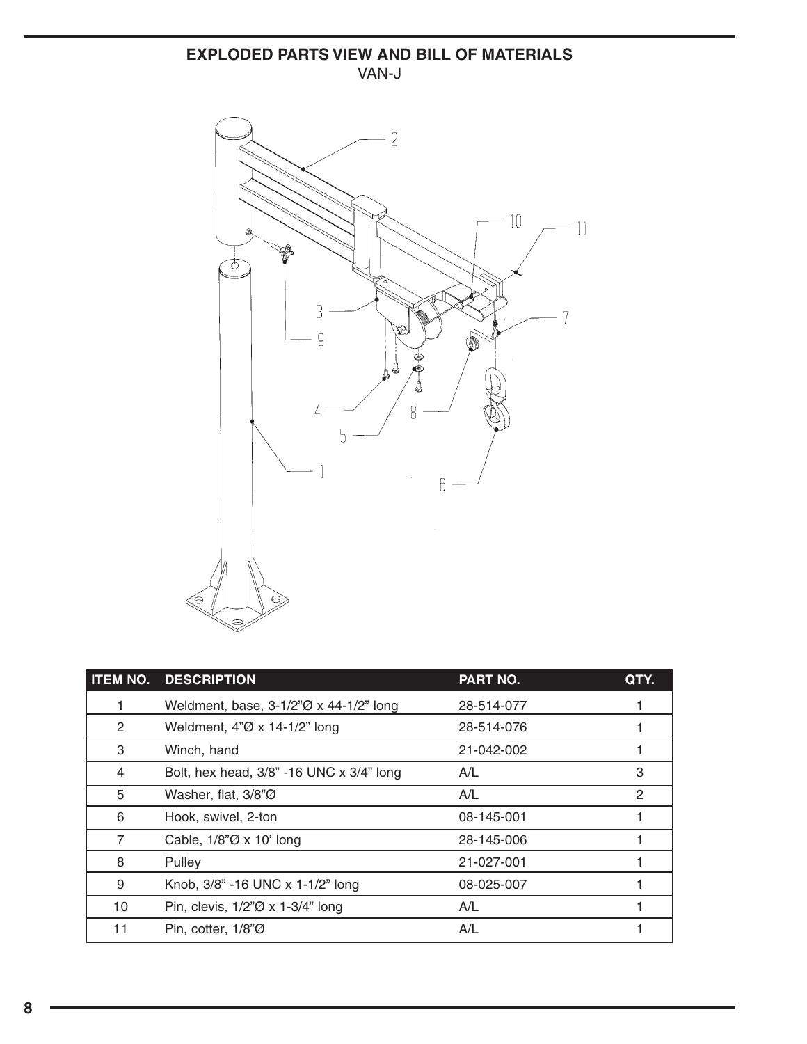## EXPLODED PARTS VIEW AND BILL OF MATERIALS

VAN-J

| ITEM NO. | DESCRIPTION | PART NO. | QTY. |
|---|---|---|---|
| 1 | Weldment, base, 3-1/2"Ø x 44-1/2" long | 28-514-077 | 1 |
| 2 | Weldment, 4"Ø x 14-1/2" long | 28-514-076 | 1 |
| 3 | Winch, hand | 21-042-002 | 1 |
| 4 | Bolt, hex head, 3/8" -16 UNC x 3/4" long | A/L | 3 |
| 5 | Washer, flat, 3/8"Ø | A/L | 2 |
| 6 | Hook, swivel, 2-ton | 08-145-001 | 1 |
| 7 | Cable, 1/8"Ø x 10' long | 28-145-006 | 1 |
| 8 | Pulley | 21-027-001 | 1 |
| 9 | Knob, 3/8" -16 UNC x 1-1/2" long | 08-025-007 | 1 |
| 10 | Pin, clevis, 1/2"Ø x 1-3/4" long | A/L | 1 |
| 11 | Pin, cotter, 1/8"Ø | A/L | 1 |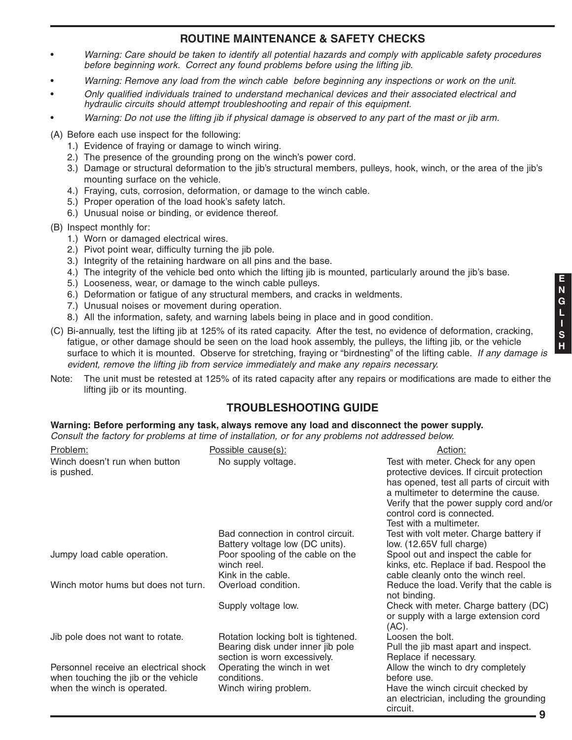## ROUTINE MAINTENANCE & SAFETY CHECKS

- *Warning: Care should be taken to identify all potential hazards and comply with applicable safety procedures before beginning work. Correct any found problems before using the lifting jib.*
- *Warning: Remove any load from the winch cable before beginning any inspections or work on the unit.*
- *Only qualified individuals trained to understand mechanical devices and their associated electrical and hydraulic circuits should attempt troubleshooting and repair of this equipment.*
- *Warning: Do not use the lifting jib if physical damage is observed to any part of the mast or jib arm.*

(A) Before each use inspect for the following:

1.) Evidence of fraying or damage to winch wiring.
2.) The presence of the grounding prong on the winch's power cord.
3.) Damage or structural deformation to the jib's structural members, pulleys, hook, winch, or the area of the jib's mounting surface on the vehicle.
4.) Fraying, cuts, corrosion, deformation, or damage to the winch cable.
5.) Proper operation of the load hook's safety latch.
6.) Unusual noise or binding, or evidence thereof.

(B) Inspect monthly for:

1.) Worn or damaged electrical wires.
2.) Pivot point wear, difficulty turning the jib pole.
3.) Integrity of the retaining hardware on all pins and the base.
4.) The integrity of the vehicle bed onto which the lifting jib is mounted, particularly around the jib's base.
5.) Looseness, wear, or damage to the winch cable pulleys.
6.) Deformation or fatigue of any structural members, and cracks in weldments.
7.) Unusual noises or movement during operation.
8.) All the information, safety, and warning labels being in place and in good condition.

(C) Bi-annually, test the lifting jib at 125% of its rated capacity. After the test, no evidence of deformation, cracking, fatigue, or other damage should be seen on the load hook assembly, the pulleys, the lifting jib, or the vehicle surface to which it is mounted. Observe for stretching, fraying or "birdnesting" of the lifting cable. *If any damage is evident, remove the lifting jib from service immediately and make any repairs necessary.*

Note: The unit must be retested at 125% of its rated capacity after any repairs or modifications are made to either the lifting jib or its mounting.

## TROUBLESHOOTING GUIDE

**Warning: Before performing any task, always remove any load and disconnect the power supply.**
*Consult the factory for problems at time of installation, or for any problems not addressed below.*

| Problem: | Possible cause(s): | Action: |
|---|---|---|
| Winch doesn't run when button is pushed. | No supply voltage. | Test with meter. Check for any open protective devices. If circuit protection has opened, test all parts of circuit with a multimeter to determine the cause. Verify that the power supply cord and/or control cord is connected. |
| | Bad connection in control circuit. | Test with a multimeter. |
| | Battery voltage low (DC units). | Test with volt meter. Charge battery if low. (12.65V full charge) |
| Jumpy load cable operation. | Poor spooling of the cable on the winch reel. Kink in the cable. | Spool out and inspect the cable for kinks, etc. Replace if bad. Respool the cable cleanly onto the winch reel. |
| Winch motor hums but does not turn. | Overload condition. | Reduce the load. Verify that the cable is not binding. |
| | Supply voltage low. | Check with meter. Charge battery (DC) or supply with a large extension cord (AC). |
| Jib pole does not want to rotate. | Rotation locking bolt is tightened. | Loosen the bolt. |
| | Bearing disk under inner jib pole section is worn excessively. | Pull the jib mast apart and inspect. Replace if necessary. |
| Personnel receive an electrical shock when touching the jib or the vehicle when the winch is operated. | Operating the winch in wet conditions. | Allow the winch to dry completely before use. |
| | Winch wiring problem. | Have the winch circuit checked by an electrician, including the grounding circuit. |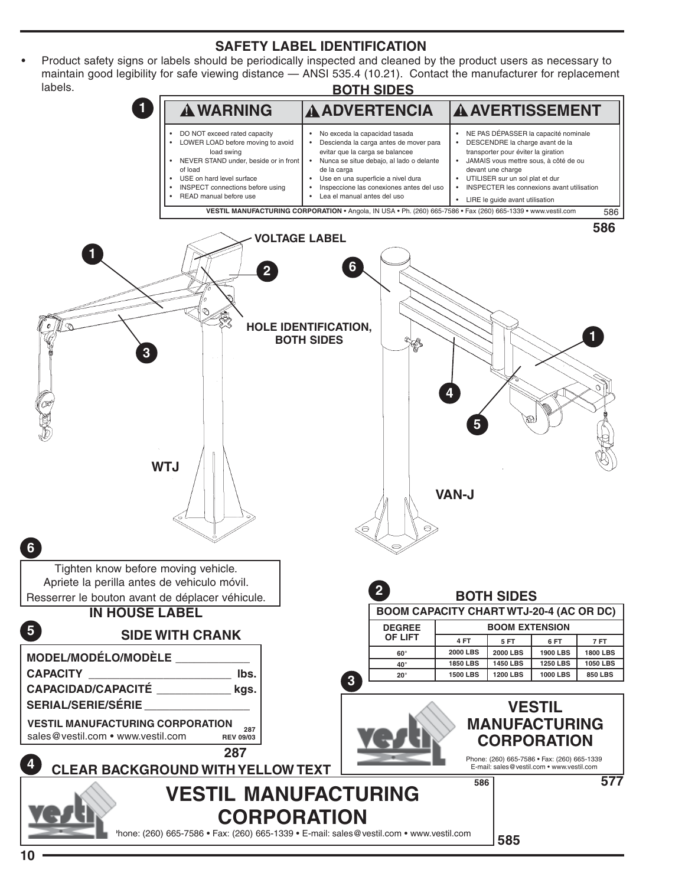## SAFETY LABEL IDENTIFICATION

- Product safety signs or labels should be periodically inspected and cleaned by the product users as necessary to maintain good legibility for safe viewing distance — ANSI 535.4 (10.21). Contact the manufacturer for replacement labels.

**1** — BOTH SIDES

| ⚠ WARNING | ⚠ ADVERTENCIA | ⚠ AVERTISSEMENT |
|---|---|---|
| • DO NOT exceed rated capacity<br>• LOWER LOAD before moving to avoid load swing<br>• NEVER STAND under, beside or in front of load<br>• USE on hard level surface<br>• INSPECT connections before using<br>• READ manual before use | • No exceda la capacidad tasada<br>• Descienda la carga antes de mover para evitar que la carga se balancee<br>• Nunca se situe debajo, al lado o delante de la carga<br>• Use en una superficie a nivel dura<br>• Inspeccione las conexiones antes del uso<br>• Lea el manual antes del uso | • NE PAS DÉPASSER la capacité nominale<br>• DESCENDRE la charge avant de la transporter pour éviter la giration<br>• JAMAIS vous mettre sous, à côté de ou devant une charge<br>• UTILISER sur un sol plat et dur<br>• INSPECTER les connexions avant utilisation<br>• LIRE le guide avant utilisation |

VESTIL MANUFACTURING CORPORATION • Angola, IN USA • Ph. (260) 665-7586 • Fax (260) 665-1339 • www.vestil.com 586

586

VOLTAGE LABEL

HOLE IDENTIFICATION, BOTH SIDES

WTJ

VAN-J

**6**

Tighten know before moving vehicle.
Apriete la perilla antes de vehiculo móvil.
Resserrer le bouton avant de déplacer véhicule.

**IN HOUSE LABEL**

**5** — SIDE WITH CRANK

MODEL/MODÉLO/MODÈLE ____________
CAPACITY ______________________ lbs.
CAPACIDAD/CAPACITÉ ____________ kgs.
SERIAL/SERIE/SÉRIE ________________
VESTIL MANUFACTURING CORPORATION 287
sales@vestil.com • www.vestil.com REV 09/03

287

**2** — BOTH SIDES

BOOM CAPACITY CHART WTJ-20-4 (AC OR DC)

| DEGREE OF LIFT | BOOM EXTENSION | | | |
|---|---|---|---|---|
| | 4 FT | 5 FT | 6 FT | 7 FT |
| 60° | 2000 LBS | 2000 LBS | 1900 LBS | 1800 LBS |
| 40° | 1850 LBS | 1450 LBS | 1250 LBS | 1050 LBS |
| 20° | 1500 LBS | 1200 LBS | 1000 LBS | 850 LBS |

**3**

VESTIL MANUFACTURING CORPORATION
Phone: (260) 665-7586 • Fax: (260) 665-1339
E-mail: sales@vestil.com • www.vestil.com

586

577

**4** — CLEAR BACKGROUND WITH YELLOW TEXT

VESTIL MANUFACTURING CORPORATION
Phone: (260) 665-7586 • Fax: (260) 665-1339 • E-mail: sales@vestil.com • www.vestil.com

585